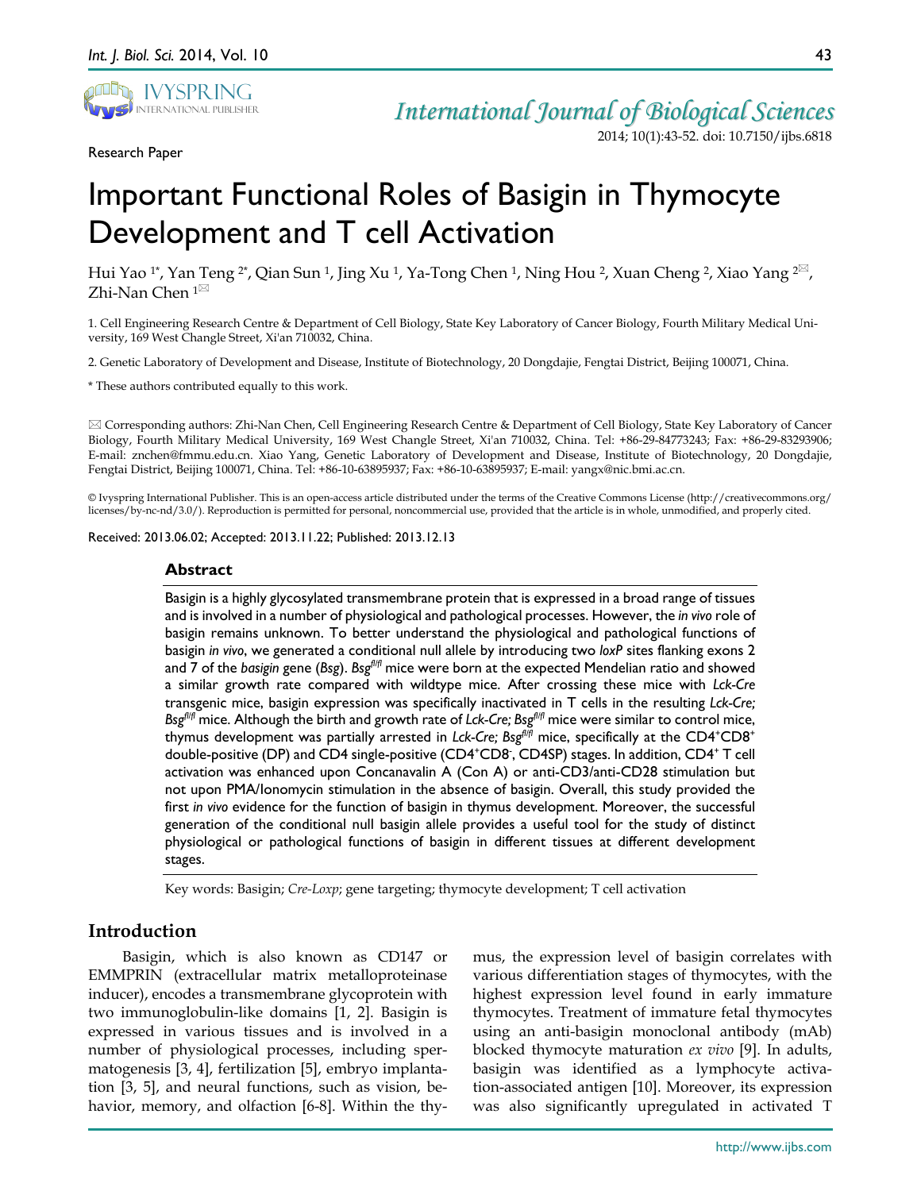Research Paper

# Important Functional Roles of Basigin in Thymocyte Development and T cell Activation

Hui Yao [1*], Yan Teng [2*], Qian Sun [1], Jing Xu [1], Ya-Tong Chen [1], Ning Hou [2], Xuan Cheng [2], Xiao Yang [2✉], Zhi-Nan Chen [1✉]

1. Cell Engineering Research Centre & Department of Cell Biology, State Key Laboratory of Cancer Biology, Fourth Military Medical University, 169 West Changle Street, Xi'an 710032, China.

2. Genetic Laboratory of Development and Disease, Institute of Biotechnology, 20 Dongdajie, Fengtai District, Beijing 100071, China.

* These authors contributed equally to this work.

✉ Corresponding authors: Zhi-Nan Chen, Cell Engineering Research Centre & Department of Cell Biology, State Key Laboratory of Cancer Biology, Fourth Military Medical University, 169 West Changle Street, Xi'an 710032, China. Tel: +86-29-84773243; Fax: +86-29-83293906; E-mail: znchen@fmmu.edu.cn. Xiao Yang, Genetic Laboratory of Development and Disease, Institute of Biotechnology, 20 Dongdajie, Fengtai District, Beijing 100071, China. Tel: +86-10-63895937; Fax: +86-10-63895937; E-mail: yangx@nic.bmi.ac.cn.

© Ivyspring International Publisher. This is an open-access article distributed under the terms of the Creative Commons License (http://creativecommons.org/licenses/by-nc-nd/3.0/). Reproduction is permitted for personal, noncommercial use, provided that the article is in whole, unmodified, and properly cited.

Received: 2013.06.02; Accepted: 2013.11.22; Published: 2013.12.13

## Abstract

Basigin is a highly glycosylated transmembrane protein that is expressed in a broad range of tissues and is involved in a number of physiological and pathological processes. However, the *in vivo* role of basigin remains unknown. To better understand the physiological and pathological functions of basigin *in vivo*, we generated a conditional null allele by introducing two *loxP* sites flanking exons 2 and 7 of the *basigin* gene (*Bsg*). *Bsg*$^{fl/fl}$ mice were born at the expected Mendelian ratio and showed a similar growth rate compared with wildtype mice. After crossing these mice with *Lck-Cre* transgenic mice, basigin expression was specifically inactivated in T cells in the resulting *Lck-Cre; Bsg*$^{fl/fl}$ mice. Although the birth and growth rate of *Lck-Cre; Bsg*$^{fl/fl}$ mice were similar to control mice, thymus development was partially arrested in *Lck-Cre; Bsg*$^{fl/fl}$ mice, specifically at the CD4$^+$CD8$^+$ double-positive (DP) and CD4 single-positive (CD4$^+$CD8$^-$, CD4SP) stages. In addition, CD4$^+$ T cell activation was enhanced upon Concanavalin A (Con A) or anti-CD3/anti-CD28 stimulation but not upon PMA/Ionomycin stimulation in the absence of basigin. Overall, this study provided the first *in vivo* evidence for the function of basigin in thymus development. Moreover, the successful generation of the conditional null basigin allele provides a useful tool for the study of distinct physiological or pathological functions of basigin in different tissues at different development stages.

Key words: Basigin; *Cre-Loxp*; gene targeting; thymocyte development; T cell activation

## Introduction

Basigin, which is also known as CD147 or EMMPRIN (extracellular matrix metalloproteinase inducer), encodes a transmembrane glycoprotein with two immunoglobulin-like domains [1, 2]. Basigin is expressed in various tissues and is involved in a number of physiological processes, including spermatogenesis [3, 4], fertilization [5], embryo implantation [3, 5], and neural functions, such as vision, behavior, memory, and olfaction [6-8]. Within the thymus, the expression level of basigin correlates with various differentiation stages of thymocytes, with the highest expression level found in early immature thymocytes. Treatment of immature fetal thymocytes using an anti-basigin monoclonal antibody (mAb) blocked thymocyte maturation *ex vivo* [9]. In adults, basigin was identified as a lymphocyte activation-associated antigen [10]. Moreover, its expression was also significantly upregulated in activated T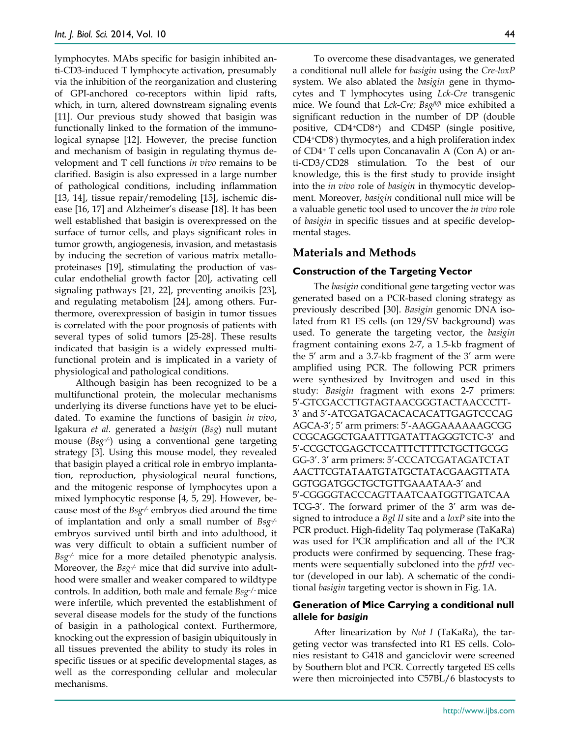lymphocytes. MAbs specific for basigin inhibited anti-CD3-induced T lymphocyte activation, presumably via the inhibition of the reorganization and clustering of GPI-anchored co-receptors within lipid rafts, which, in turn, altered downstream signaling events [11]. Our previous study showed that basigin was functionally linked to the formation of the immunological synapse [12]. However, the precise function and mechanism of basigin in regulating thymus development and T cell functions *in vivo* remains to be clarified. Basigin is also expressed in a large number of pathological conditions, including inflammation [13, 14], tissue repair/remodeling [15], ischemic disease [16, 17] and Alzheimer's disease [18]. It has been well established that basigin is overexpressed on the surface of tumor cells, and plays significant roles in tumor growth, angiogenesis, invasion, and metastasis by inducing the secretion of various matrix metalloproteinases [19], stimulating the production of vascular endothelial growth factor [20], activating cell signaling pathways [21, 22], preventing anoikis [23], and regulating metabolism [24], among others. Furthermore, overexpression of basigin in tumor tissues is correlated with the poor prognosis of patients with several types of solid tumors [25-28]. These results indicated that basigin is a widely expressed multifunctional protein and is implicated in a variety of physiological and pathological conditions.

Although basigin has been recognized to be a multifunctional protein, the molecular mechanisms underlying its diverse functions have yet to be elucidated. To examine the functions of basigin *in vivo*, Igakura *et al.* generated a *basigin* (*Bsg*) null mutant mouse ($Bsg^{-/-}$) using a conventional gene targeting strategy [3]. Using this mouse model, they revealed that basigin played a critical role in embryo implantation, reproduction, physiological neural functions, and the mitogenic response of lymphocytes upon a mixed lymphocytic response [4, 5, 29]. However, because most of the $Bsg^{-/-}$ embryos died around the time of implantation and only a small number of $Bsg^{-/-}$ embryos survived until birth and into adulthood, it was very difficult to obtain a sufficient number of $Bsg^{-/-}$ mice for a more detailed phenotypic analysis. Moreover, the $Bsg^{-/-}$ mice that did survive into adulthood were smaller and weaker compared to wildtype controls. In addition, both male and female $Bsg^{-/-}$ mice were infertile, which prevented the establishment of several disease models for the study of the functions of basigin in a pathological context. Furthermore, knocking out the expression of basigin ubiquitously in all tissues prevented the ability to study its roles in specific tissues or at specific developmental stages, as well as the corresponding cellular and molecular mechanisms.

To overcome these disadvantages, we generated a conditional null allele for *basigin* using the *Cre-loxP* system. We also ablated the *basigin* gene in thymocytes and T lymphocytes using *Lck-Cre* transgenic mice. We found that *Lck-Cre; $Bsg^{fl/fl}$* mice exhibited a significant reduction in the number of DP (double positive, $CD4^+CD8^+$) and CD4SP (single positive, $CD4^+CD8^-$) thymocytes, and a high proliferation index of $CD4^+$ T cells upon Concanavalin A (Con A) or anti-CD3/CD28 stimulation. To the best of our knowledge, this is the first study to provide insight into the *in vivo* role of *basigin* in thymocytic development. Moreover, *basigin* conditional null mice will be a valuable genetic tool used to uncover the *in vivo* role of *basigin* in specific tissues and at specific developmental stages.

## Materials and Methods

### Construction of the Targeting Vector

The *basigin* conditional gene targeting vector was generated based on a PCR-based cloning strategy as previously described [30]. *Basigin* genomic DNA isolated from R1 ES cells (on 129/SV background) was used. To generate the targeting vector, the *basigin* fragment containing exons 2-7, a 1.5-kb fragment of the 5′ arm and a 3.7-kb fragment of the 3′ arm were amplified using PCR. The following PCR primers were synthesized by Invitrogen and used in this study: *Basigin* fragment with exons 2-7 primers: 5′-GTCGACCTTGTAGTAACGGGTACTAACCCTT-3′ and 5′-ATCGATGACACACACATTGAGTCCCAGAGCA-3′; 5′ arm primers: 5′-AAGGAAAAAAGCGGCCGCAGGCTGAATTTGATATTAGGGTCTC-3′ and 5′-CCGCTCGAGCTCCATTTCTTTTCTGCTTGCGGGG-3′. 3′ arm primers: 5′-CCCATCGATAGATCTATAACTTCGTATAATGTATGCTATACGAAGTTATAGGTGGATGGCTGCTGTTGAAATAA-3′ and 5′-CGGGGTACCCAGTTAATCAATGGTTGATCAATCG-3′. The forward primer of the 3′ arm was designed to introduce a *Bgl II* site and a *loxP* site into the PCR product. High-fidelity Taq polymerase (TaKaRa) was used for PCR amplification and all of the PCR products were confirmed by sequencing. These fragments were sequentially subcloned into the *pfrtI* vector (developed in our lab). A schematic of the conditional *basigin* targeting vector is shown in Fig. 1A.

### Generation of Mice Carrying a conditional null allele for *basigin*

After linearization by *Not I* (TaKaRa), the targeting vector was transfected into R1 ES cells. Colonies resistant to G418 and ganciclovir were screened by Southern blot and PCR. Correctly targeted ES cells were then microinjected into C57BL/6 blastocysts to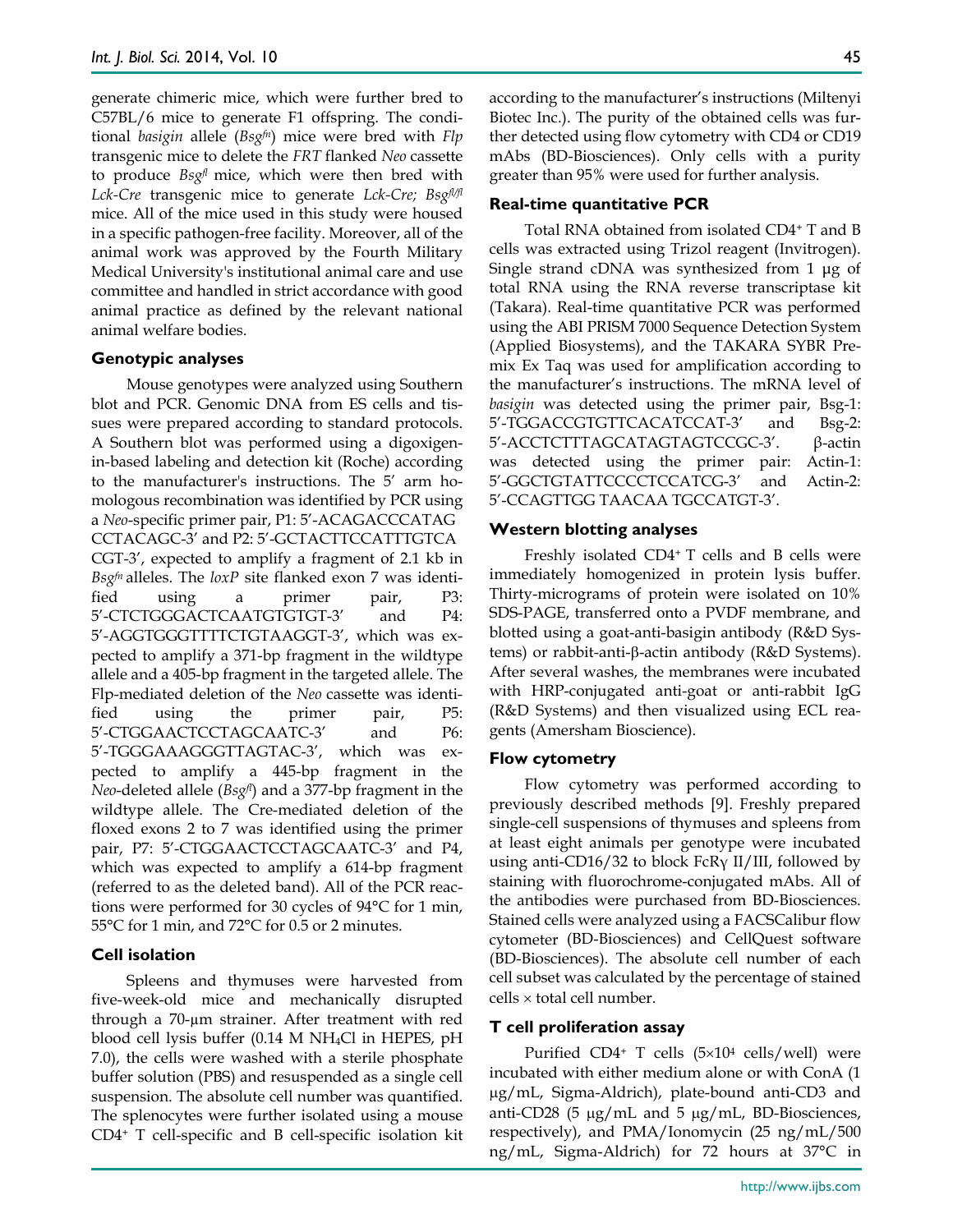generate chimeric mice, which were further bred to C57BL/6 mice to generate F1 offspring. The conditional *basigin* allele (*Bsg*[fn]) mice were bred with *Flp* transgenic mice to delete the *FRT* flanked *Neo* cassette to produce *Bsg*[fl] mice, which were then bred with *Lck-Cre* transgenic mice to generate *Lck-Cre; Bsg*[fl/fl] mice. All of the mice used in this study were housed in a specific pathogen-free facility. Moreover, all of the animal work was approved by the Fourth Military Medical University's institutional animal care and use committee and handled in strict accordance with good animal practice as defined by the relevant national animal welfare bodies.

### Genotypic analyses

Mouse genotypes were analyzed using Southern blot and PCR. Genomic DNA from ES cells and tissues were prepared according to standard protocols. A Southern blot was performed using a digoxigenin-based labeling and detection kit (Roche) according to the manufacturer's instructions. The 5′ arm homologous recombination was identified by PCR using a *Neo*-specific primer pair, P1: 5′-ACAGACCCATAG CCTACAGC-3′ and P2: 5′-GCTACTTCCATTTGTCA CGT-3′, expected to amplify a fragment of 2.1 kb in *Bsg*[fn] alleles. The *loxP* site flanked exon 7 was identified using a primer pair, P3: 5′-CTCTGGGACTCAATGTGTGT-3′ and P4: 5′-AGGTGGGTTTTCTGTAAGGT-3′, which was expected to amplify a 371-bp fragment in the wildtype allele and a 405-bp fragment in the targeted allele. The Flp-mediated deletion of the *Neo* cassette was identified using the primer pair, P5: 5′-CTGGAACTCCTAGCAATC-3′ and P6: 5′-TGGGAAAGGGTTAGTAC-3′, which was expected to amplify a 445-bp fragment in the *Neo*-deleted allele (*Bsg*[fl]) and a 377-bp fragment in the wildtype allele. The Cre-mediated deletion of the floxed exons 2 to 7 was identified using the primer pair, P7: 5′-CTGGAACTCCTAGCAATC-3′ and P4, which was expected to amplify a 614-bp fragment (referred to as the deleted band). All of the PCR reactions were performed for 30 cycles of 94°C for 1 min, 55°C for 1 min, and 72°C for 0.5 or 2 minutes.

### Cell isolation

Spleens and thymuses were harvested from five-week-old mice and mechanically disrupted through a 70-μm strainer. After treatment with red blood cell lysis buffer (0.14 M $NH_4Cl$ in HEPES, pH 7.0), the cells were washed with a sterile phosphate buffer solution (PBS) and resuspended as a single cell suspension. The absolute cell number was quantified. The splenocytes were further isolated using a mouse CD4⁺ T cell-specific and B cell-specific isolation kit according to the manufacturer's instructions (Miltenyi Biotec Inc.). The purity of the obtained cells was further detected using flow cytometry with CD4 or CD19 mAbs (BD-Biosciences). Only cells with a purity greater than 95% were used for further analysis.

### Real-time quantitative PCR

Total RNA obtained from isolated CD4⁺ T and B cells was extracted using Trizol reagent (Invitrogen). Single strand cDNA was synthesized from 1 μg of total RNA using the RNA reverse transcriptase kit (Takara). Real-time quantitative PCR was performed using the ABI PRISM 7000 Sequence Detection System (Applied Biosystems), and the TAKARA SYBR Premix Ex Taq was used for amplification according to the manufacturer's instructions. The mRNA level of *basigin* was detected using the primer pair, Bsg-1: 5′-TGGACCGTGTTCACATCCAT-3′ and Bsg-2: 5′-ACCTCTTTAGCATAGTAGTCCGC-3′. β-actin was detected using the primer pair: Actin-1: 5′-GGCTGTATTCCCCTCCATCG-3′ and Actin-2: 5′-CCAGTTGG TAACAA TGCCATGT-3′.

### Western blotting analyses

Freshly isolated CD4⁺ T cells and B cells were immediately homogenized in protein lysis buffer. Thirty-micrograms of protein were isolated on 10% SDS-PAGE, transferred onto a PVDF membrane, and blotted using a goat-anti-basigin antibody (R&D Systems) or rabbit-anti-β-actin antibody (R&D Systems). After several washes, the membranes were incubated with HRP-conjugated anti-goat or anti-rabbit IgG (R&D Systems) and then visualized using ECL reagents (Amersham Bioscience).

### Flow cytometry

Flow cytometry was performed according to previously described methods [9]. Freshly prepared single-cell suspensions of thymuses and spleens from at least eight animals per genotype were incubated using anti-CD16/32 to block FcRγ II/III, followed by staining with fluorochrome-conjugated mAbs. All of the antibodies were purchased from BD-Biosciences. Stained cells were analyzed using a FACSCalibur flow cytometer (BD-Biosciences) and CellQuest software (BD-Biosciences). The absolute cell number of each cell subset was calculated by the percentage of stained cells × total cell number.

### T cell proliferation assay

Purified CD4⁺ T cells ($5\times10^4$ cells/well) were incubated with either medium alone or with ConA (1 μg/mL, Sigma-Aldrich), plate-bound anti-CD3 and anti-CD28 (5 μg/mL and 5 μg/mL, BD-Biosciences, respectively), and PMA/Ionomycin (25 ng/mL/500 ng/mL, Sigma-Aldrich) for 72 hours at 37°C in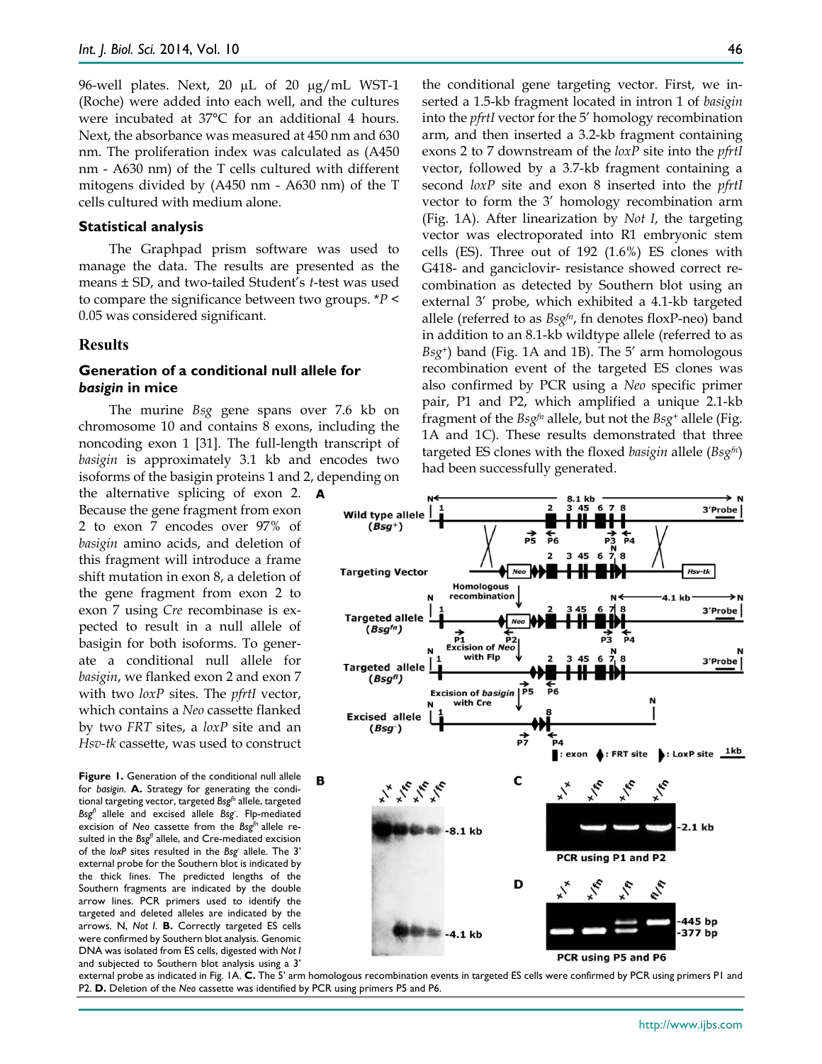96-well plates. Next, 20 μL of 20 μg/mL WST-1 (Roche) were added into each well, and the cultures were incubated at 37°C for an additional 4 hours. Next, the absorbance was measured at 450 nm and 630 nm. The proliferation index was calculated as (A450 nm - A630 nm) of the T cells cultured with different mitogens divided by (A450 nm - A630 nm) of the T cells cultured with medium alone.

### Statistical analysis

The Graphpad prism software was used to manage the data. The results are presented as the means ± SD, and two-tailed Student's *t*-test was used to compare the significance between two groups. *$P < 0.05$ was considered significant.

## Results

### Generation of a conditional null allele for *basigin* in mice

The murine *Bsg* gene spans over 7.6 kb on chromosome 10 and contains 8 exons, including the noncoding exon 1 [31]. The full-length transcript of *basigin* is approximately 3.1 kb and encodes two isoforms of the basigin proteins 1 and 2, depending on the alternative splicing of exon 2. Because the gene fragment from exon 2 to exon 7 encodes over 97% of *basigin* amino acids, and deletion of this fragment will introduce a frame shift mutation in exon 8, a deletion of the gene fragment from exon 2 to exon 7 using *Cre* recombinase is expected to result in a null allele of basigin for both isoforms. To generate a conditional null allele for *basigin*, we flanked exon 2 and exon 7 with two *loxP* sites. The *pfrtI* vector, which contains a *Neo* cassette flanked by two *FRT* sites, a *loxP* site and an *Hsv-tk* cassette, was used to construct the conditional gene targeting vector. First, we inserted a 1.5-kb fragment located in intron 1 of *basigin* into the *pfrtI* vector for the 5' homology recombination arm, and then inserted a 3.2-kb fragment containing exons 2 to 7 downstream of the *loxP* site into the *pfrtI* vector, followed by a 3.7-kb fragment containing a second *loxP* site and exon 8 inserted into the *pfrtI* vector to form the 3' homology recombination arm (Fig. 1A). After linearization by *Not I*, the targeting vector was electroporated into R1 embryonic stem cells (ES). Three out of 192 (1.6%) ES clones with G418- and ganciclovir- resistance showed correct recombination as detected by Southern blot using an external 3' probe, which exhibited a 4.1-kb targeted allele (referred to as $Bsg^{fn}$, fn denotes floxP-neo) band in addition to an 8.1-kb wildtype allele (referred to as $Bsg^{+}$) band (Fig. 1A and 1B). The 5' arm homologous recombination event of the targeted ES clones was also confirmed by PCR using a *Neo* specific primer pair, P1 and P2, which amplified a unique 2.1-kb fragment of the $Bsg^{fn}$ allele, but not the $Bsg^{+}$ allele (Fig. 1A and 1C). These results demonstrated that three targeted ES clones with the floxed *basigin* allele ($Bsg^{fn}$) had been successfully generated.

**Figure 1.** Generation of the conditional null allele for *basigin*. **A.** Strategy for generating the conditional targeting vector, targeted $Bsg^{fn}$ allele, targeted $Bsg^{fl}$ allele and excised allele $Bsg^{-}$. Flp-mediated excision of *Neo* cassette from the $Bsg^{fn}$ allele resulted in the $Bsg^{fl}$ allele, and Cre-mediated excision of the *loxP* sites resulted in the $Bsg^{-}$ allele. The 3' external probe for the Southern blot is indicated by the thick lines. The predicted lengths of the Southern fragments are indicated by the double arrow lines. PCR primers used to identify the targeted and deleted alleles are indicated by the arrows. N, *Not I*. **B.** Correctly targeted ES cells were confirmed by Southern blot analysis. Genomic DNA was isolated from ES cells, digested with *Not I* and subjected to Southern blot analysis using a 3' external probe as indicated in Fig. 1A. **C.** The 5' arm homologous recombination events in targeted ES cells were confirmed by PCR using primers P1 and P2. **D.** Deletion of the *Neo* cassette was identified by PCR using primers P5 and P6.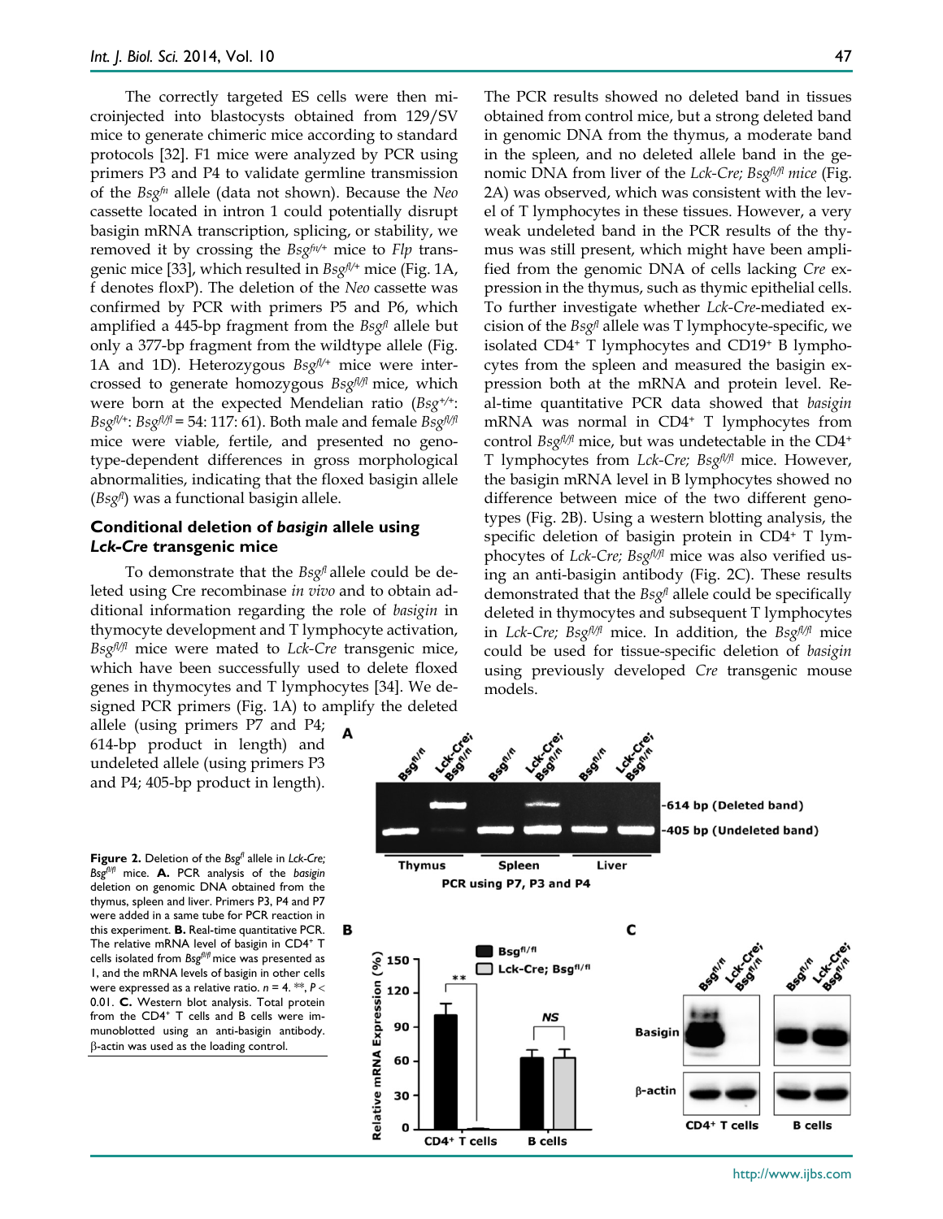The correctly targeted ES cells were then microinjected into blastocysts obtained from 129/SV mice to generate chimeric mice according to standard protocols [32]. F1 mice were analyzed by PCR using primers P3 and P4 to validate germline transmission of the *Bsg*$^{fn}$ allele (data not shown). Because the *Neo* cassette located in intron 1 could potentially disrupt basigin mRNA transcription, splicing, or stability, we removed it by crossing the *Bsg*$^{fn/+}$ mice to *Flp* transgenic mice [33], which resulted in *Bsg*$^{fl/+}$ mice (Fig. 1A, f denotes floxP). The deletion of the *Neo* cassette was confirmed by PCR with primers P5 and P6, which amplified a 445-bp fragment from the *Bsg*$^{fl}$ allele but only a 377-bp fragment from the wildtype allele (Fig. 1A and 1D). Heterozygous *Bsg*$^{fl/+}$ mice were intercrossed to generate homozygous *Bsg*$^{fl/fl}$ mice, which were born at the expected Mendelian ratio (*Bsg*$^{+/+}$: *Bsg*$^{fl/+}$: *Bsg*$^{fl/fl}$ = 54: 117: 61). Both male and female *Bsg*$^{fl/fl}$ mice were viable, fertile, and presented no genotype-dependent differences in gross morphological abnormalities, indicating that the floxed basigin allele (*Bsg*$^{fl}$) was a functional basigin allele.

### Conditional deletion of *basigin* allele using *Lck-Cre* transgenic mice

To demonstrate that the *Bsg*$^{fl}$ allele could be deleted using Cre recombinase *in vivo* and to obtain additional information regarding the role of *basigin* in thymocyte development and T lymphocyte activation, *Bsg*$^{fl/fl}$ mice were mated to *Lck-Cre* transgenic mice, which have been successfully used to delete floxed genes in thymocytes and T lymphocytes [34]. We designed PCR primers (Fig. 1A) to amplify the deleted allele (using primers P7 and P4; 614-bp product in length) and undeleted allele (using primers P3 and P4; 405-bp product in length). The PCR results showed no deleted band in tissues obtained from control mice, but a strong deleted band in genomic DNA from the thymus, a moderate band in the spleen, and no deleted allele band in the genomic DNA from liver of the *Lck-Cre; Bsg*$^{fl/fl}$ *mice* (Fig. 2A) was observed, which was consistent with the level of T lymphocytes in these tissues. However, a very weak undeleted band in the PCR results of the thymus was still present, which might have been amplified from the genomic DNA of cells lacking *Cre* expression in the thymus, such as thymic epithelial cells. To further investigate whether *Lck-Cre*-mediated excision of the *Bsg*$^{fl}$ allele was T lymphocyte-specific, we isolated CD4$^+$ T lymphocytes and CD19$^+$ B lymphocytes from the spleen and measured the basigin expression both at the mRNA and protein level. Real-time quantitative PCR data showed that *basigin* mRNA was normal in CD4$^+$ T lymphocytes from control *Bsg*$^{fl/fl}$ mice, but was undetectable in the CD4$^+$ T lymphocytes from *Lck-Cre; Bsg*$^{fl/fl}$ mice. However, the basigin mRNA level in B lymphocytes showed no difference between mice of the two different genotypes (Fig. 2B). Using a western blotting analysis, the specific deletion of basigin protein in CD4$^+$ T lymphocytes of *Lck-Cre; Bsg*$^{fl/fl}$ mice was also verified using an anti-basigin antibody (Fig. 2C). These results demonstrated that the *Bsg*$^{fl}$ allele could be specifically deleted in thymocytes and subsequent T lymphocytes in *Lck-Cre; Bsg*$^{fl/fl}$ mice. In addition, the *Bsg*$^{fl/fl}$ mice could be used for tissue-specific deletion of *basigin* using previously developed *Cre* transgenic mouse models.

**Figure 2.** Deletion of the *Bsg*$^{fl}$ allele in *Lck-Cre; Bsg*$^{fl/fl}$ mice. **A.** PCR analysis of the *basigin* deletion on genomic DNA obtained from the thymus, spleen and liver. Primers P3, P4 and P7 were added in a same tube for PCR reaction in this experiment. **B.** Real-time quantitative PCR. The relative mRNA level of basigin in CD4$^+$ T cells isolated from *Bsg*$^{fl/fl}$ mice was presented as 1, and the mRNA levels of basigin in other cells were expressed as a relative ratio. $n = 4$. **, $P < 0.01$. **C.** Western blot analysis. Total protein from the CD4$^+$ T cells and B cells were immunoblotted using an anti-basigin antibody. β-actin was used as the loading control.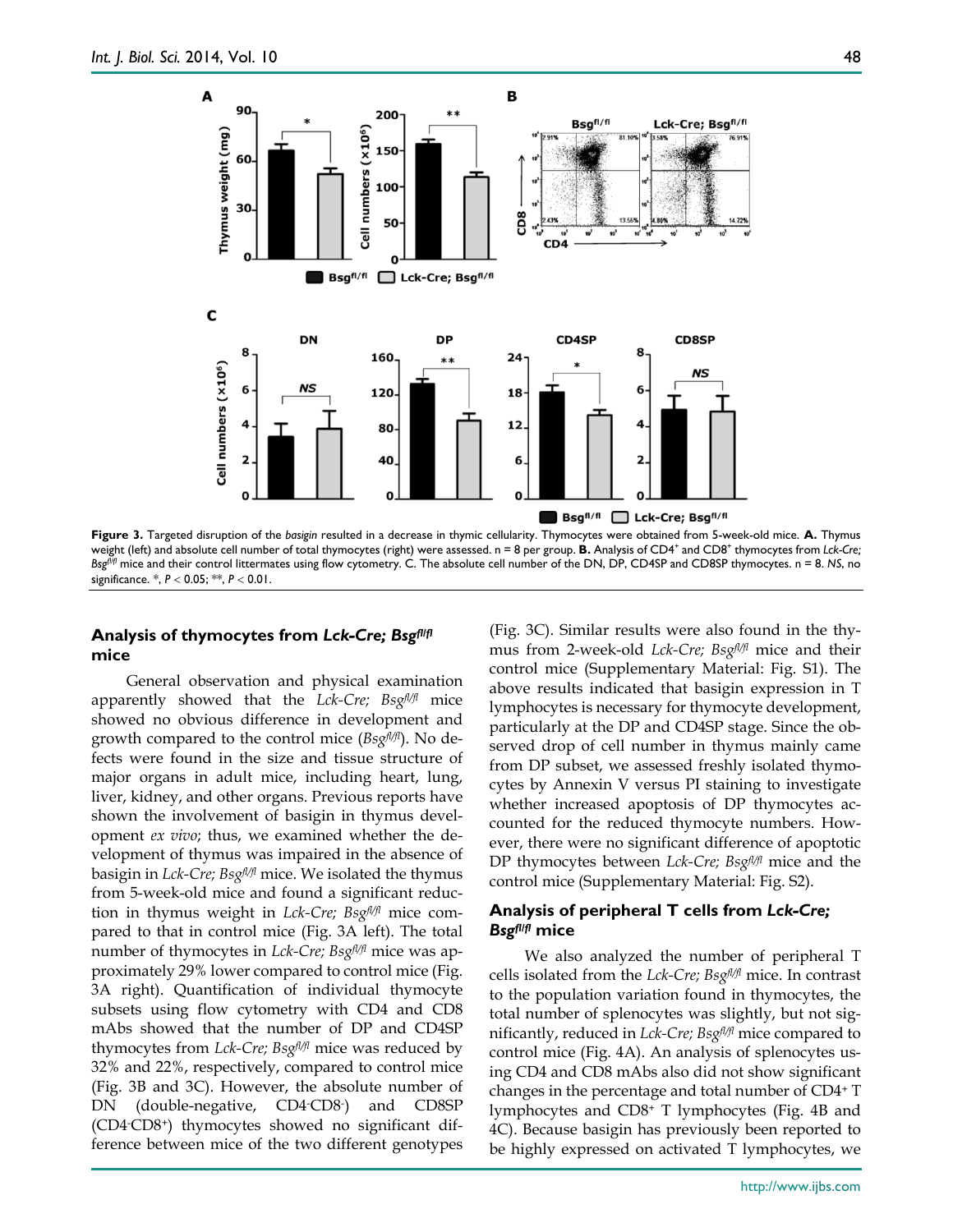**Figure 3.** Targeted disruption of the *basigin* resulted in a decrease in thymic cellularity. Thymocytes were obtained from 5-week-old mice. **A.** Thymus weight (left) and absolute cell number of total thymocytes (right) were assessed. n = 8 per group. **B.** Analysis of $CD4^+$ and $CD8^+$ thymocytes from *Lck-Cre; Bsg*$^{fl/fl}$ mice and their control littermates using flow cytometry. C. The absolute cell number of the DN, DP, CD4SP and CD8SP thymocytes. n = 8. *NS*, no significance. *, $P < 0.05$; **, $P < 0.01$.

### Analysis of thymocytes from *Lck-Cre; Bsg*$^{fl/fl}$ mice

General observation and physical examination apparently showed that the *Lck-Cre; Bsg*$^{fl/fl}$ mice showed no obvious difference in development and growth compared to the control mice (*Bsg*$^{fl/fl}$). No defects were found in the size and tissue structure of major organs in adult mice, including heart, lung, liver, kidney, and other organs. Previous reports have shown the involvement of basigin in thymus development *ex vivo*; thus, we examined whether the development of thymus was impaired in the absence of basigin in *Lck-Cre; Bsg*$^{fl/fl}$ mice. We isolated the thymus from 5-week-old mice and found a significant reduction in thymus weight in *Lck-Cre; Bsg*$^{fl/fl}$ mice compared to that in control mice (Fig. 3A left). The total number of thymocytes in *Lck-Cre; Bsg*$^{fl/fl}$ mice was approximately 29% lower compared to control mice (Fig. 3A right). Quantification of individual thymocyte subsets using flow cytometry with CD4 and CD8 mAbs showed that the number of DP and CD4SP thymocytes from *Lck-Cre; Bsg*$^{fl/fl}$ mice was reduced by 32% and 22%, respectively, compared to control mice (Fig. 3B and 3C). However, the absolute number of DN (double-negative, $CD4^-CD8^-$) and CD8SP ($CD4^-CD8^+$) thymocytes showed no significant difference between mice of the two different genotypes (Fig. 3C). Similar results were also found in the thymus from 2-week-old *Lck-Cre; Bsg*$^{fl/fl}$ mice and their control mice (Supplementary Material: Fig. S1). The above results indicated that basigin expression in T lymphocytes is necessary for thymocyte development, particularly at the DP and CD4SP stage. Since the observed drop of cell number in thymus mainly came from DP subset, we assessed freshly isolated thymocytes by Annexin V versus PI staining to investigate whether increased apoptosis of DP thymocytes accounted for the reduced thymocyte numbers. However, there were no significant difference of apoptotic DP thymocytes between *Lck-Cre; Bsg*$^{fl/fl}$ mice and the control mice (Supplementary Material: Fig. S2).

### Analysis of peripheral T cells from *Lck-Cre; Bsg*$^{fl/fl}$ mice

We also analyzed the number of peripheral T cells isolated from the *Lck-Cre; Bsg*$^{fl/fl}$ mice. In contrast to the population variation found in thymocytes, the total number of splenocytes was slightly, but not significantly, reduced in *Lck-Cre; Bsg*$^{fl/fl}$ mice compared to control mice (Fig. 4A). An analysis of splenocytes using CD4 and CD8 mAbs also did not show significant changes in the percentage and total number of $CD4^+$ T lymphocytes and $CD8^+$ T lymphocytes (Fig. 4B and 4C). Because basigin has previously been reported to be highly expressed on activated T lymphocytes, we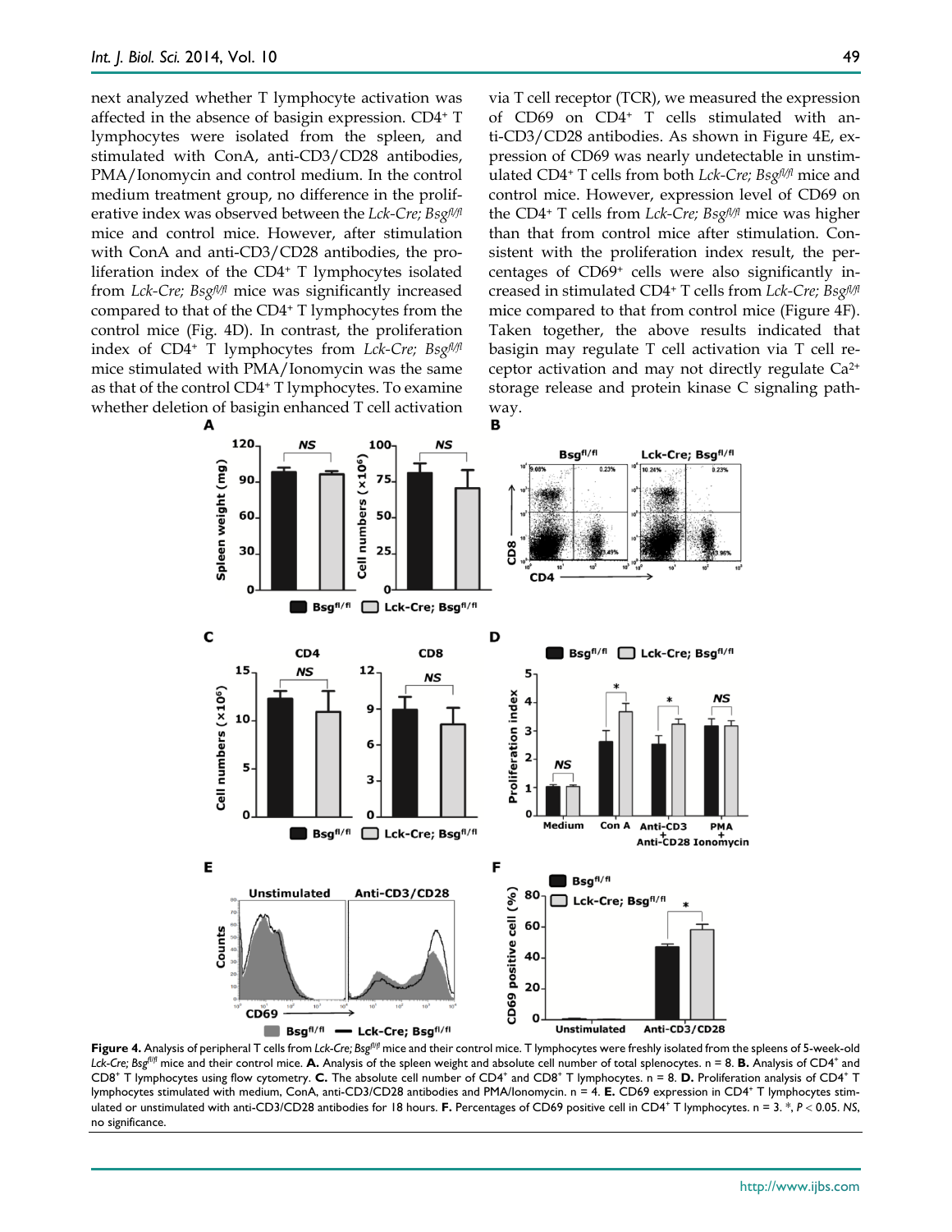next analyzed whether T lymphocyte activation was affected in the absence of basigin expression. CD4+ T lymphocytes were isolated from the spleen, and stimulated with ConA, anti-CD3/CD28 antibodies, PMA/Ionomycin and control medium. In the control medium treatment group, no difference in the proliferative index was observed between the *Lck-Cre; Bsg*$^{fl/fl}$ mice and control mice. However, after stimulation with ConA and anti-CD3/CD28 antibodies, the proliferation index of the CD4+ T lymphocytes isolated from *Lck-Cre; Bsg*$^{fl/fl}$ mice was significantly increased compared to that of the CD4+ T lymphocytes from the control mice (Fig. 4D). In contrast, the proliferation index of CD4+ T lymphocytes from *Lck-Cre; Bsg*$^{fl/fl}$ mice stimulated with PMA/Ionomycin was the same as that of the control CD4+ T lymphocytes. To examine whether deletion of basigin enhanced T cell activation via T cell receptor (TCR), we measured the expression of CD69 on CD4+ T cells stimulated with anti-CD3/CD28 antibodies. As shown in Figure 4E, expression of CD69 was nearly undetectable in unstimulated CD4+ T cells from both *Lck-Cre; Bsg*$^{fl/fl}$ mice and control mice. However, expression level of CD69 on the CD4+ T cells from *Lck-Cre; Bsg*$^{fl/fl}$ mice was higher than that from control mice after stimulation. Consistent with the proliferation index result, the percentages of CD69+ cells were also significantly increased in stimulated CD4+ T cells from *Lck-Cre; Bsg*$^{fl/fl}$ mice compared to that from control mice (Figure 4F). Taken together, the above results indicated that basigin may regulate T cell activation via T cell receptor activation and may not directly regulate $Ca^{2+}$ storage release and protein kinase C signaling pathway.

**Figure 4.** Analysis of peripheral T cells from *Lck-Cre; Bsg*$^{fl/fl}$ mice and their control mice. T lymphocytes were freshly isolated from the spleens of 5-week-old *Lck-Cre; Bsg*$^{fl/fl}$ mice and their control mice. **A.** Analysis of the spleen weight and absolute cell number of total splenocytes. n = 8. **B.** Analysis of CD4+ and CD8+ T lymphocytes using flow cytometry. **C.** The absolute cell number of CD4+ and CD8+ T lymphocytes. n = 8. **D.** Proliferation analysis of CD4+ T lymphocytes stimulated with medium, ConA, anti-CD3/CD28 antibodies and PMA/Ionomycin. n = 4. **E.** CD69 expression in CD4+ T lymphocytes stimulated or unstimulated with anti-CD3/CD28 antibodies for 18 hours. **F.** Percentages of CD69 positive cell in CD4+ T lymphocytes. n = 3. *, $P < 0.05$. *NS*, no significance.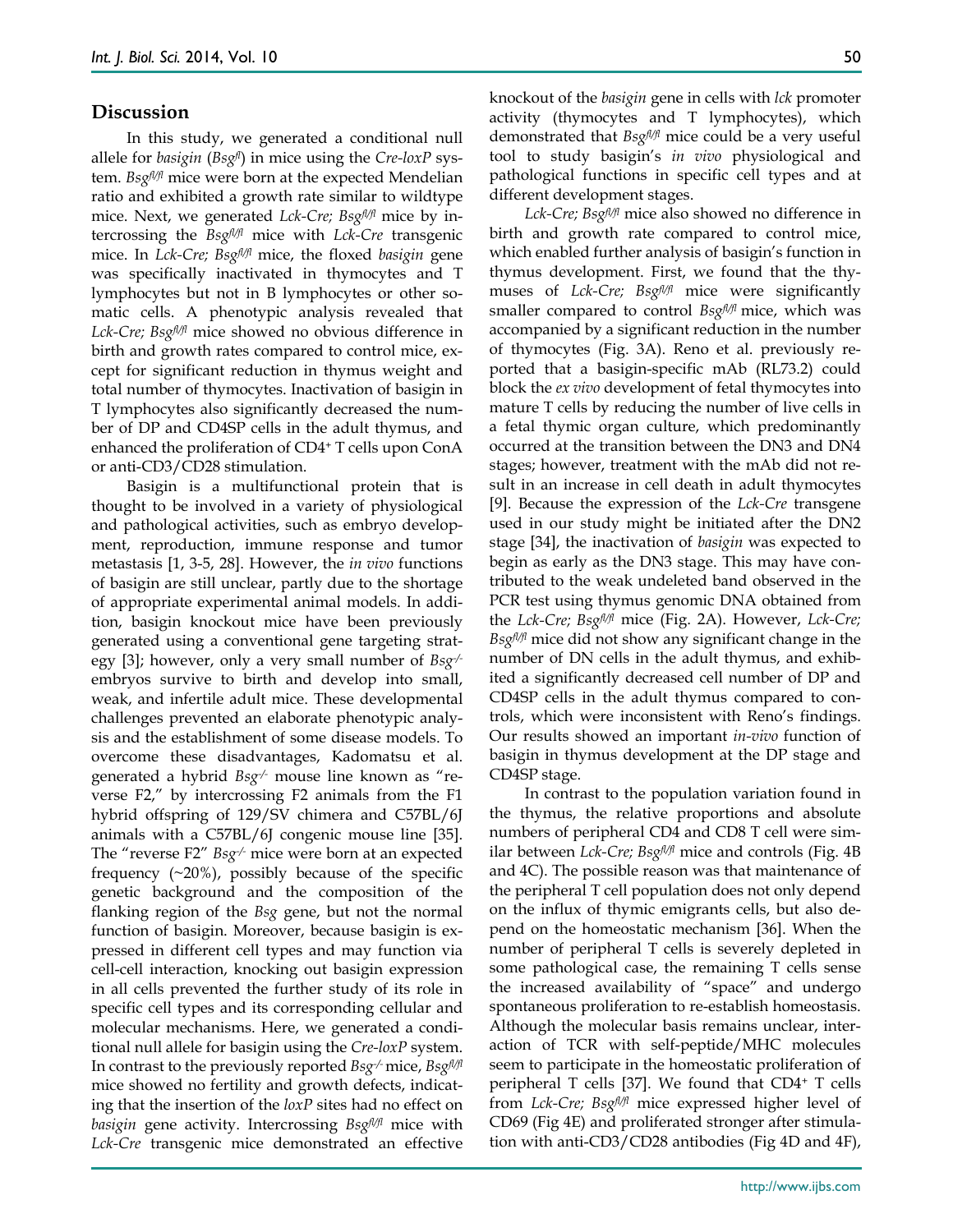## Discussion

In this study, we generated a conditional null allele for *basigin* ($Bsg^{fl}$) in mice using the *Cre-loxP* system. $Bsg^{fl/fl}$ mice were born at the expected Mendelian ratio and exhibited a growth rate similar to wildtype mice. Next, we generated *Lck-Cre; $Bsg^{fl/fl}$* mice by intercrossing the $Bsg^{fl/fl}$ mice with *Lck-Cre* transgenic mice. In *Lck-Cre; $Bsg^{fl/fl}$* mice, the floxed *basigin* gene was specifically inactivated in thymocytes and T lymphocytes but not in B lymphocytes or other somatic cells. A phenotypic analysis revealed that *Lck-Cre; $Bsg^{fl/fl}$* mice showed no obvious difference in birth and growth rates compared to control mice, except for significant reduction in thymus weight and total number of thymocytes. Inactivation of basigin in T lymphocytes also significantly decreased the number of DP and CD4SP cells in the adult thymus, and enhanced the proliferation of $CD4^+$ T cells upon ConA or anti-CD3/CD28 stimulation.

Basigin is a multifunctional protein that is thought to be involved in a variety of physiological and pathological activities, such as embryo development, reproduction, immune response and tumor metastasis [1, 3-5, 28]. However, the *in vivo* functions of basigin are still unclear, partly due to the shortage of appropriate experimental animal models. In addition, basigin knockout mice have been previously generated using a conventional gene targeting strategy [3]; however, only a very small number of $Bsg^{-/-}$ embryos survive to birth and develop into small, weak, and infertile adult mice. These developmental challenges prevented an elaborate phenotypic analysis and the establishment of some disease models. To overcome these disadvantages, Kadomatsu et al. generated a hybrid $Bsg^{-/-}$ mouse line known as "reverse F2," by intercrossing F2 animals from the F1 hybrid offspring of 129/SV chimera and C57BL/6J animals with a C57BL/6J congenic mouse line [35]. The "reverse F2" $Bsg^{-/-}$ mice were born at an expected frequency (~20%), possibly because of the specific genetic background and the composition of the flanking region of the *Bsg* gene, but not the normal function of basigin. Moreover, because basigin is expressed in different cell types and may function via cell-cell interaction, knocking out basigin expression in all cells prevented the further study of its role in specific cell types and its corresponding cellular and molecular mechanisms. Here, we generated a conditional null allele for basigin using the *Cre-loxP* system. In contrast to the previously reported $Bsg^{-/-}$ mice, $Bsg^{fl/fl}$ mice showed no fertility and growth defects, indicating that the insertion of the *loxP* sites had no effect on *basigin* gene activity. Intercrossing $Bsg^{fl/fl}$ mice with *Lck-Cre* transgenic mice demonstrated an effective knockout of the *basigin* gene in cells with *lck* promoter activity (thymocytes and T lymphocytes), which demonstrated that $Bsg^{fl/fl}$ mice could be a very useful tool to study basigin's *in vivo* physiological and pathological functions in specific cell types and at different development stages.

*Lck-Cre; $Bsg^{fl/fl}$* mice also showed no difference in birth and growth rate compared to control mice, which enabled further analysis of basigin's function in thymus development. First, we found that the thymuses of *Lck-Cre; $Bsg^{fl/fl}$* mice were significantly smaller compared to control $Bsg^{fl/fl}$ mice, which was accompanied by a significant reduction in the number of thymocytes (Fig. 3A). Reno et al. previously reported that a basigin-specific mAb (RL73.2) could block the *ex vivo* development of fetal thymocytes into mature T cells by reducing the number of live cells in a fetal thymic organ culture, which predominantly occurred at the transition between the DN3 and DN4 stages; however, treatment with the mAb did not result in an increase in cell death in adult thymocytes [9]. Because the expression of the *Lck-Cre* transgene used in our study might be initiated after the DN2 stage [34], the inactivation of *basigin* was expected to begin as early as the DN3 stage. This may have contributed to the weak undeleted band observed in the PCR test using thymus genomic DNA obtained from the *Lck-Cre; $Bsg^{fl/fl}$* mice (Fig. 2A). However, *Lck-Cre; $Bsg^{fl/fl}$* mice did not show any significant change in the number of DN cells in the adult thymus, and exhibited a significantly decreased cell number of DP and CD4SP cells in the adult thymus compared to controls, which were inconsistent with Reno's findings. Our results showed an important *in-vivo* function of basigin in thymus development at the DP stage and CD4SP stage.

In contrast to the population variation found in the thymus, the relative proportions and absolute numbers of peripheral CD4 and CD8 T cell were similar between *Lck-Cre; $Bsg^{fl/fl}$* mice and controls (Fig. 4B and 4C). The possible reason was that maintenance of the peripheral T cell population does not only depend on the influx of thymic emigrants cells, but also depend on the homeostatic mechanism [36]. When the number of peripheral T cells is severely depleted in some pathological case, the remaining T cells sense the increased availability of "space" and undergo spontaneous proliferation to re-establish homeostasis. Although the molecular basis remains unclear, interaction of TCR with self-peptide/MHC molecules seem to participate in the homeostatic proliferation of peripheral T cells [37]. We found that $CD4^+$ T cells from *Lck-Cre; $Bsg^{fl/fl}$* mice expressed higher level of CD69 (Fig 4E) and proliferated stronger after stimulation with anti-CD3/CD28 antibodies (Fig 4D and 4F),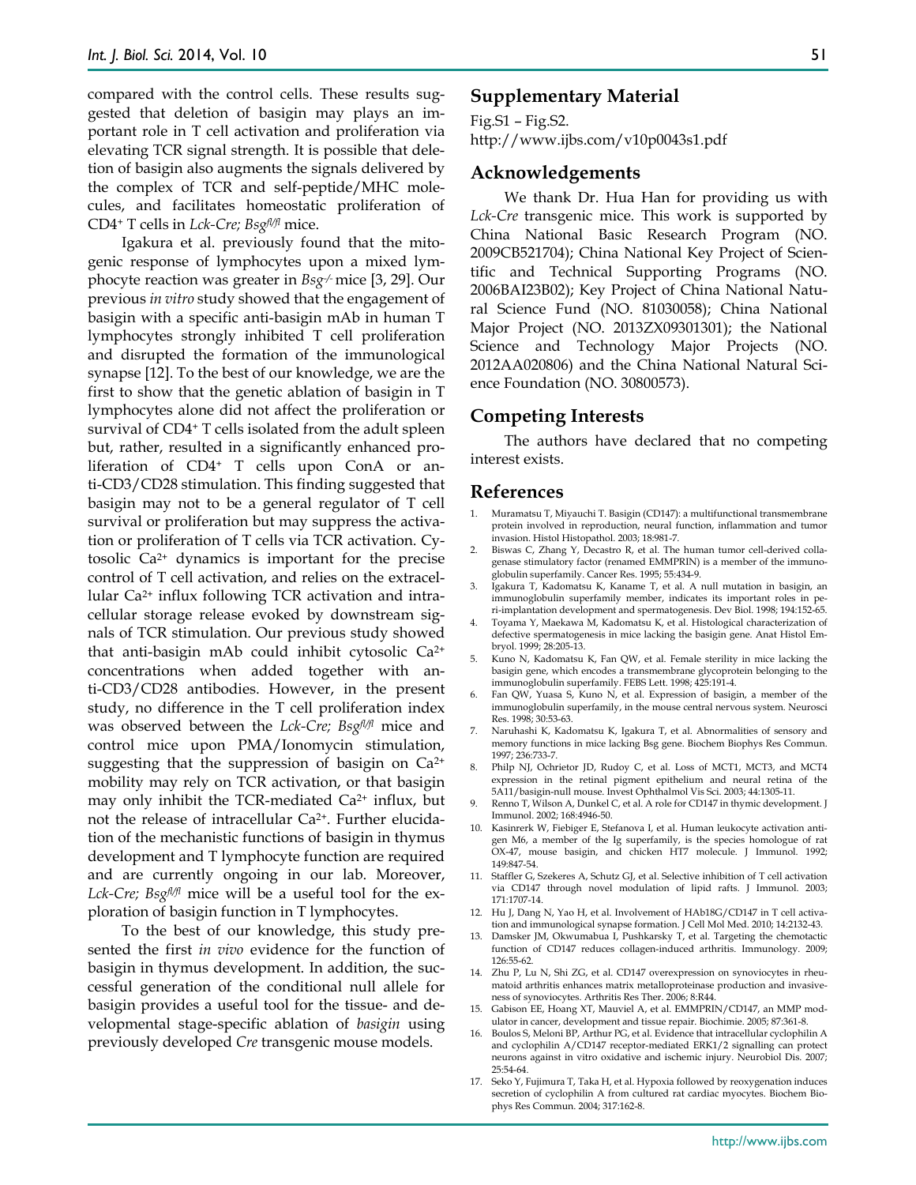compared with the control cells. These results suggested that deletion of basigin may plays an important role in T cell activation and proliferation via elevating TCR signal strength. It is possible that deletion of basigin also augments the signals delivered by the complex of TCR and self-peptide/MHC molecules, and facilitates homeostatic proliferation of $CD4^+$ T cells in *Lck-Cre; Bsg^fl/fl^* mice.

Igakura et al. previously found that the mitogenic response of lymphocytes upon a mixed lymphocyte reaction was greater in *Bsg^-/-^* mice [3, 29]. Our previous *in vitro* study showed that the engagement of basigin with a specific anti-basigin mAb in human T lymphocytes strongly inhibited T cell proliferation and disrupted the formation of the immunological synapse [12]. To the best of our knowledge, we are the first to show that the genetic ablation of basigin in T lymphocytes alone did not affect the proliferation or survival of $CD4^+$ T cells isolated from the adult spleen but, rather, resulted in a significantly enhanced proliferation of $CD4^+$ T cells upon ConA or anti-CD3/CD28 stimulation. This finding suggested that basigin may not to be a general regulator of T cell survival or proliferation but may suppress the activation or proliferation of T cells via TCR activation. Cytosolic $Ca^{2+}$ dynamics is important for the precise control of T cell activation, and relies on the extracellular $Ca^{2+}$ influx following TCR activation and intracellular storage release evoked by downstream signals of TCR stimulation. Our previous study showed that anti-basigin mAb could inhibit cytosolic $Ca^{2+}$ concentrations when added together with anti-CD3/CD28 antibodies. However, in the present study, no difference in the T cell proliferation index was observed between the *Lck-Cre; Bsg^fl/fl^* mice and control mice upon PMA/Ionomycin stimulation, suggesting that the suppression of basigin on $Ca^{2+}$ mobility may rely on TCR activation, or that basigin may only inhibit the TCR-mediated $Ca^{2+}$ influx, but not the release of intracellular $Ca^{2+}$. Further elucidation of the mechanistic functions of basigin in thymus development and T lymphocyte function are required and are currently ongoing in our lab. Moreover, *Lck-Cre; Bsg^fl/fl^* mice will be a useful tool for the exploration of basigin function in T lymphocytes.

To the best of our knowledge, this study presented the first *in vivo* evidence for the function of basigin in thymus development. In addition, the successful generation of the conditional null allele for basigin provides a useful tool for the tissue- and developmental stage-specific ablation of *basigin* using previously developed *Cre* transgenic mouse models.

## Supplementary Material

Fig.S1 – Fig.S2.
http://www.ijbs.com/v10p0043s1.pdf

## Acknowledgements

We thank Dr. Hua Han for providing us with *Lck-Cre* transgenic mice. This work is supported by China National Basic Research Program (NO. 2009CB521704); China National Key Project of Scientific and Technical Supporting Programs (NO. 2006BAI23B02); Key Project of China National Natural Science Fund (NO. 81030058); China National Major Project (NO. 2013ZX09301301); the National Science and Technology Major Projects (NO. 2012AA020806) and the China National Natural Science Foundation (NO. 30800573).

## Competing Interests

The authors have declared that no competing interest exists.

## References

1. Muramatsu T, Miyauchi T. Basigin (CD147): a multifunctional transmembrane protein involved in reproduction, neural function, inflammation and tumor invasion. Histol Histopathol. 2003; 18:981-7.
2. Biswas C, Zhang Y, Decastro R, et al. The human tumor cell-derived collagenase stimulatory factor (renamed EMMPRIN) is a member of the immunoglobulin superfamily. Cancer Res. 1995; 55:434-9.
3. Igakura T, Kadomatsu K, Kaname T, et al. A null mutation in basigin, an immunoglobulin superfamily member, indicates its important roles in peri-implantation development and spermatogenesis. Dev Biol. 1998; 194:152-65.
4. Toyama Y, Maekawa M, Kadomatsu K, et al. Histological characterization of defective spermatogenesis in mice lacking the basigin gene. Anat Histol Embryol. 1999; 28:205-13.
5. Kuno N, Kadomatsu K, Fan QW, et al. Female sterility in mice lacking the basigin gene, which encodes a transmembrane glycoprotein belonging to the immunoglobulin superfamily. FEBS Lett. 1998; 425:191-4.
6. Fan QW, Yuasa S, Kuno N, et al. Expression of basigin, a member of the immunoglobulin superfamily, in the mouse central nervous system. Neurosci Res. 1998; 30:53-63.
7. Naruhashi K, Kadomatsu K, Igakura T, et al. Abnormalities of sensory and memory functions in mice lacking Bsg gene. Biochem Biophys Res Commun. 1997; 236:733-7.
8. Philp NJ, Ochrietor JD, Rudoy C, et al. Loss of MCT1, MCT3, and MCT4 expression in the retinal pigment epithelium and neural retina of the 5A11/basigin-null mouse. Invest Ophthalmol Vis Sci. 2003; 44:1305-11.
9. Renno T, Wilson A, Dunkel C, et al. A role for CD147 in thymic development. J Immunol. 2002; 168:4946-50.
10. Kasinrerk W, Fiebiger E, Stefanova I, et al. Human leukocyte activation antigen M6, a member of the Ig superfamily, is the species homologue of rat OX-47, mouse basigin, and chicken HT7 molecule. J Immunol. 1992; 149:847-54.
11. Staffler G, Szekeres A, Schutz GJ, et al. Selective inhibition of T cell activation via CD147 through novel modulation of lipid rafts. J Immunol. 2003; 171:1707-14.
12. Hu J, Dang N, Yao H, et al. Involvement of HAb18G/CD147 in T cell activation and immunological synapse formation. J Cell Mol Med. 2010; 14:2132-43.
13. Damsker JM, Okwumabua I, Pushkarsky T, et al. Targeting the chemotactic function of CD147 reduces collagen-induced arthritis. Immunology. 2009; 126:55-62.
14. Zhu P, Lu N, Shi ZG, et al. CD147 overexpression on synoviocytes in rheumatoid arthritis enhances matrix metalloproteinase production and invasiveness of synoviocytes. Arthritis Res Ther. 2006; 8:R44.
15. Gabison EE, Hoang XT, Mauviel A, et al. EMMPRIN/CD147, an MMP modulator in cancer, development and tissue repair. Biochimie. 2005; 87:361-8.
16. Boulos S, Meloni BP, Arthur PG, et al. Evidence that intracellular cyclophilin A and cyclophilin A/CD147 receptor-mediated ERK1/2 signalling can protect neurons against in vitro oxidative and ischemic injury. Neurobiol Dis. 2007; 25:54-64.
17. Seko Y, Fujimura T, Taka H, et al. Hypoxia followed by reoxygenation induces secretion of cyclophilin A from cultured rat cardiac myocytes. Biochem Biophys Res Commun. 2004; 317:162-8.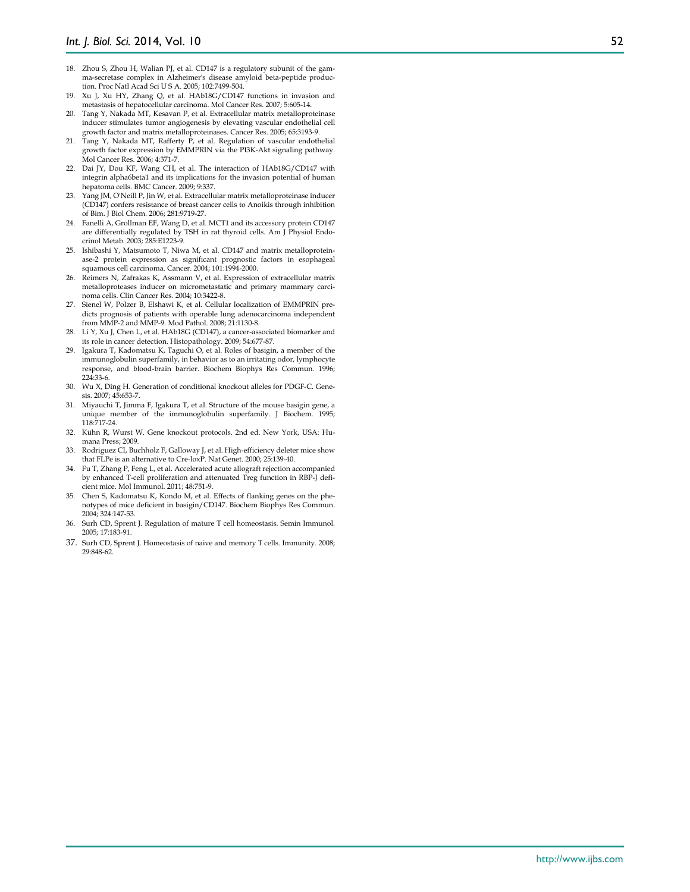18. Zhou S, Zhou H, Walian PJ, et al. CD147 is a regulatory subunit of the gamma-secretase complex in Alzheimer's disease amyloid beta-peptide production. Proc Natl Acad Sci U S A. 2005; 102:7499-504.
19. Xu J, Xu HY, Zhang Q, et al. HAb18G/CD147 functions in invasion and metastasis of hepatocellular carcinoma. Mol Cancer Res. 2007; 5:605-14.
20. Tang Y, Nakada MT, Kesavan P, et al. Extracellular matrix metalloproteinase inducer stimulates tumor angiogenesis by elevating vascular endothelial cell growth factor and matrix metalloproteinases. Cancer Res. 2005; 65:3193-9.
21. Tang Y, Nakada MT, Rafferty P, et al. Regulation of vascular endothelial growth factor expression by EMMPRIN via the PI3K-Akt signaling pathway. Mol Cancer Res. 2006; 4:371-7.
22. Dai JY, Dou KF, Wang CH, et al. The interaction of HAb18G/CD147 with integrin alpha6beta1 and its implications for the invasion potential of human hepatoma cells. BMC Cancer. 2009; 9:337.
23. Yang JM, O'Neill P, Jin W, et al. Extracellular matrix metalloproteinase inducer (CD147) confers resistance of breast cancer cells to Anoikis through inhibition of Bim. J Biol Chem. 2006; 281:9719-27.
24. Fanelli A, Grollman EF, Wang D, et al. MCT1 and its accessory protein CD147 are differentially regulated by TSH in rat thyroid cells. Am J Physiol Endocrinol Metab. 2003; 285:E1223-9.
25. Ishibashi Y, Matsumoto T, Niwa M, et al. CD147 and matrix metalloproteinase-2 protein expression as significant prognostic factors in esophageal squamous cell carcinoma. Cancer. 2004; 101:1994-2000.
26. Reimers N, Zafrakas K, Assmann V, et al. Expression of extracellular matrix metalloproteases inducer on micrometastatic and primary mammary carcinoma cells. Clin Cancer Res. 2004; 10:3422-8.
27. Sienel W, Polzer B, Elshawi K, et al. Cellular localization of EMMPRIN predicts prognosis of patients with operable lung adenocarcinoma independent from MMP-2 and MMP-9. Mod Pathol. 2008; 21:1130-8.
28. Li Y, Xu J, Chen L, et al. HAb18G (CD147), a cancer-associated biomarker and its role in cancer detection. Histopathology. 2009; 54:677-87.
29. Igakura T, Kadomatsu K, Taguchi O, et al. Roles of basigin, a member of the immunoglobulin superfamily, in behavior as to an irritating odor, lymphocyte response, and blood-brain barrier. Biochem Biophys Res Commun. 1996; 224:33-6.
30. Wu X, Ding H. Generation of conditional knockout alleles for PDGF-C. Genesis. 2007; 45:653-7.
31. Miyauchi T, Jimma F, Igakura T, et al. Structure of the mouse basigin gene, a unique member of the immunoglobulin superfamily. J Biochem. 1995; 118:717-24.
32. Kühn R, Wurst W. Gene knockout protocols. 2nd ed. New York, USA: Humana Press; 2009.
33. Rodriguez CI, Buchholz F, Galloway J, et al. High-efficiency deleter mice show that FLPe is an alternative to Cre-loxP. Nat Genet. 2000; 25:139-40.
34. Fu T, Zhang P, Feng L, et al. Accelerated acute allograft rejection accompanied by enhanced T-cell proliferation and attenuated Treg function in RBP-J deficient mice. Mol Immunol. 2011; 48:751-9.
35. Chen S, Kadomatsu K, Kondo M, et al. Effects of flanking genes on the phenotypes of mice deficient in basigin/CD147. Biochem Biophys Res Commun. 2004; 324:147-53.
36. Surh CD, Sprent J. Regulation of mature T cell homeostasis. Semin Immunol. 2005; 17:183-91.
37. Surh CD, Sprent J. Homeostasis of naive and memory T cells. Immunity. 2008; 29:848-62.